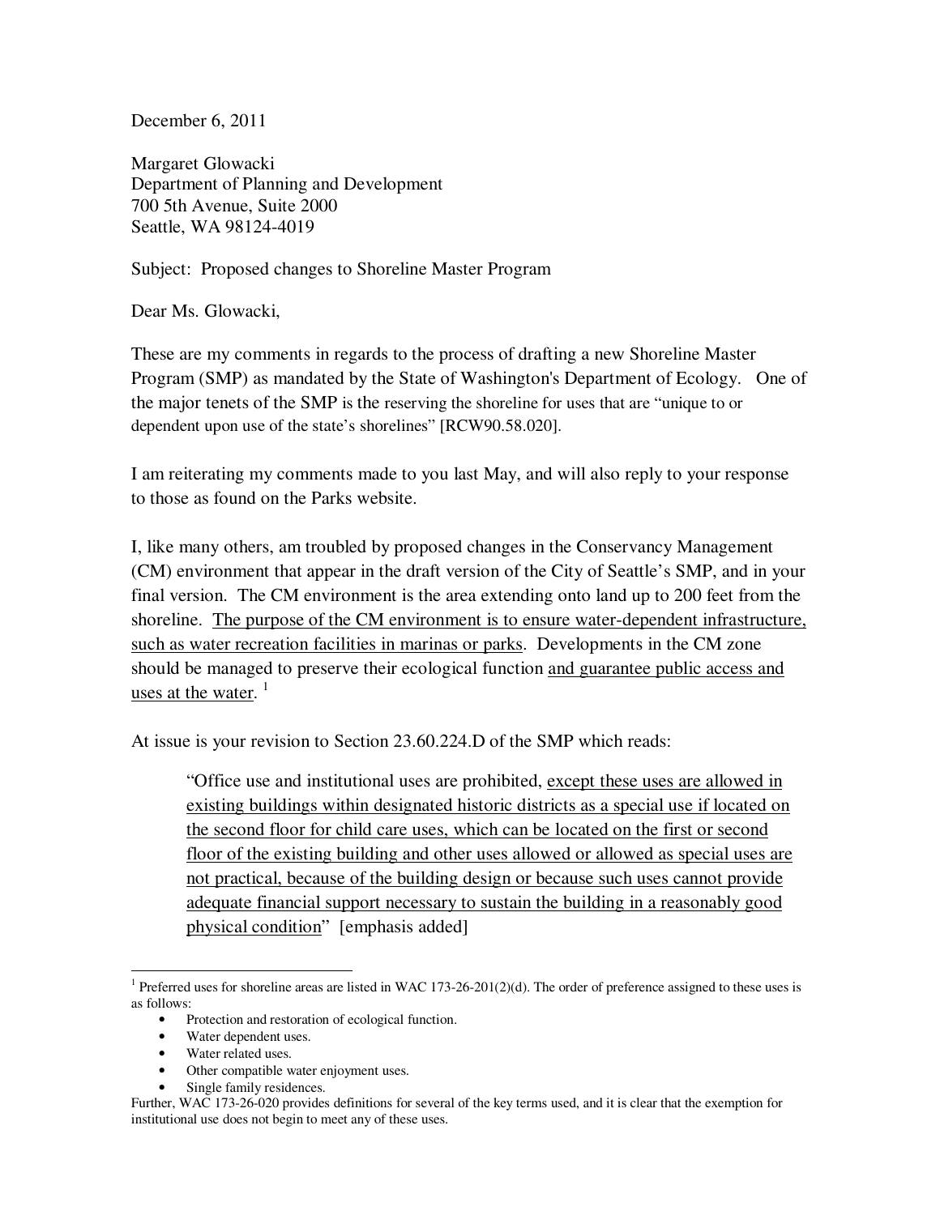December 6, 2011

Margaret Glowacki
Department of Planning and Development
700 5th Avenue, Suite 2000
Seattle, WA 98124-4019

Subject: Proposed changes to Shoreline Master Program

Dear Ms. Glowacki,

These are my comments in regards to the process of drafting a new Shoreline Master Program (SMP) as mandated by the State of Washington's Department of Ecology. One of the major tenets of the SMP is the reserving the shoreline for uses that are "unique to or dependent upon use of the state's shorelines" [RCW90.58.020].

I am reiterating my comments made to you last May, and will also reply to your response to those as found on the Parks website.

I, like many others, am troubled by proposed changes in the Conservancy Management (CM) environment that appear in the draft version of the City of Seattle's SMP, and in your final version. The CM environment is the area extending onto land up to 200 feet from the shoreline. <u>The purpose of the CM environment is to ensure water-dependent infrastructure, such as water recreation facilities in marinas or parks</u>. Developments in the CM zone should be managed to preserve their ecological function <u>and guarantee public access and uses at the water</u>. [1]

At issue is your revision to Section 23.60.224.D of the SMP which reads:

> "Office use and institutional uses are prohibited, <u>except these uses are allowed in existing buildings within designated historic districts as a special use if located on the second floor for child care uses, which can be located on the first or second floor of the existing building and other uses allowed or allowed as special uses are not practical, because of the building design or because such uses cannot provide adequate financial support necessary to sustain the building in a reasonably good physical condition</u>" [emphasis added]

---

[1] Preferred uses for shoreline areas are listed in WAC 173-26-201(2)(d). The order of preference assigned to these uses is as follows:

- Protection and restoration of ecological function.
- Water dependent uses.
- Water related uses.
- Other compatible water enjoyment uses.
- Single family residences.

Further, WAC 173-26-020 provides definitions for several of the key terms used, and it is clear that the exemption for institutional use does not begin to meet any of these uses.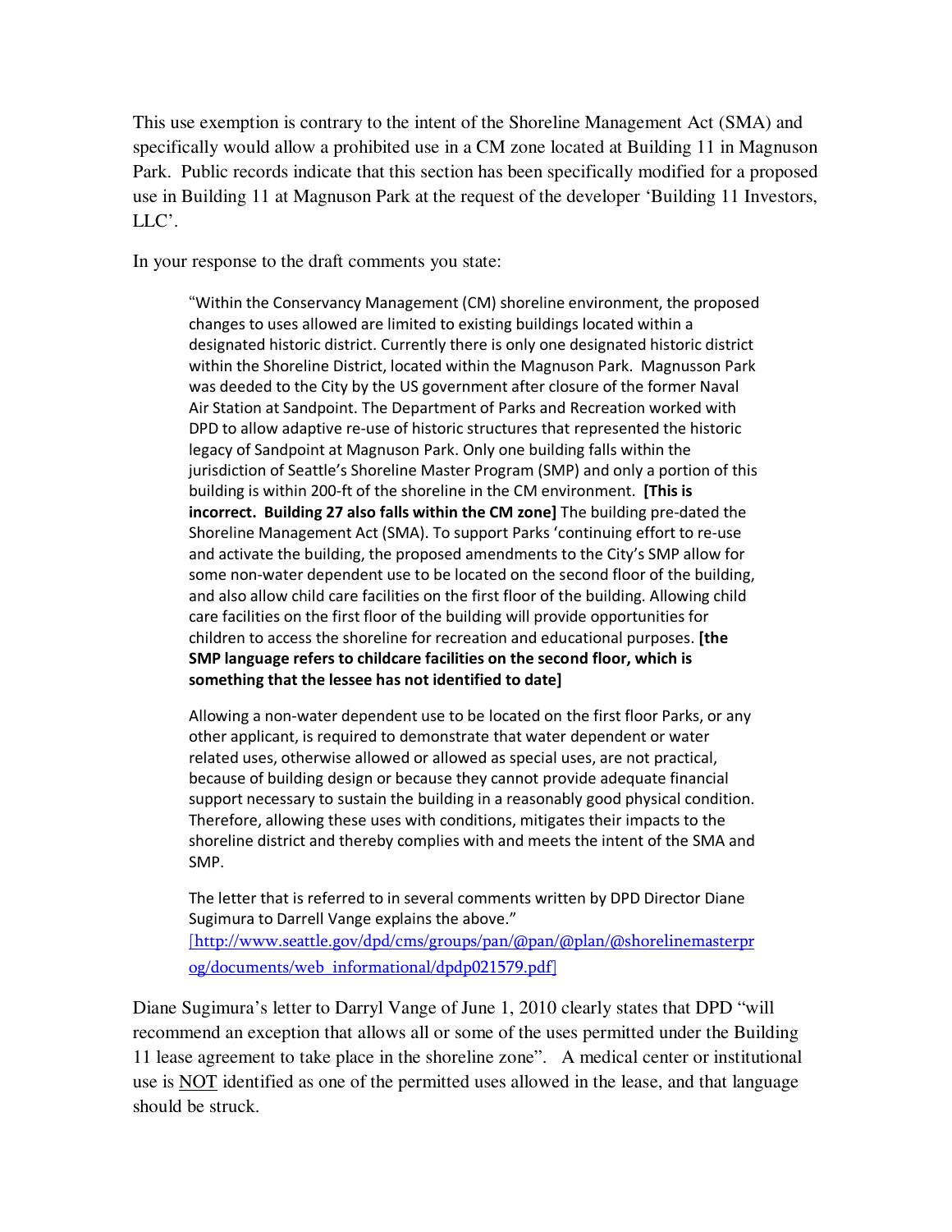This use exemption is contrary to the intent of the Shoreline Management Act (SMA) and specifically would allow a prohibited use in a CM zone located at Building 11 in Magnuson Park. Public records indicate that this section has been specifically modified for a proposed use in Building 11 at Magnuson Park at the request of the developer 'Building 11 Investors, LLC'.

In your response to the draft comments you state:

> "Within the Conservancy Management (CM) shoreline environment, the proposed changes to uses allowed are limited to existing buildings located within a designated historic district. Currently there is only one designated historic district within the Shoreline District, located within the Magnuson Park. Magnusson Park was deeded to the City by the US government after closure of the former Naval Air Station at Sandpoint. The Department of Parks and Recreation worked with DPD to allow adaptive re-use of historic structures that represented the historic legacy of Sandpoint at Magnuson Park. Only one building falls within the jurisdiction of Seattle's Shoreline Master Program (SMP) and only a portion of this building is within 200-ft of the shoreline in the CM environment. **[This is incorrect. Building 27 also falls within the CM zone]** The building pre-dated the Shoreline Management Act (SMA). To support Parks 'continuing effort to re-use and activate the building, the proposed amendments to the City's SMP allow for some non-water dependent use to be located on the second floor of the building, and also allow child care facilities on the first floor of the building. Allowing child care facilities on the first floor of the building will provide opportunities for children to access the shoreline for recreation and educational purposes. **[the SMP language refers to childcare facilities on the second floor, which is something that the lessee has not identified to date]**
>
> Allowing a non-water dependent use to be located on the first floor Parks, or any other applicant, is required to demonstrate that water dependent or water related uses, otherwise allowed or allowed as special uses, are not practical, because of building design or because they cannot provide adequate financial support necessary to sustain the building in a reasonably good physical condition. Therefore, allowing these uses with conditions, mitigates their impacts to the shoreline district and thereby complies with and meets the intent of the SMA and SMP.
>
> The letter that is referred to in several comments written by DPD Director Diane Sugimura to Darrell Vange explains the above."
> [http://www.seattle.gov/dpd/cms/groups/pan/@pan/@plan/@shorelinemasterprog/documents/web_informational/dpdp021579.pdf]

Diane Sugimura's letter to Darryl Vange of June 1, 2010 clearly states that DPD "will recommend an exception that allows all or some of the uses permitted under the Building 11 lease agreement to take place in the shoreline zone". A medical center or institutional use is <u>NOT</u> identified as one of the permitted uses allowed in the lease, and that language should be struck.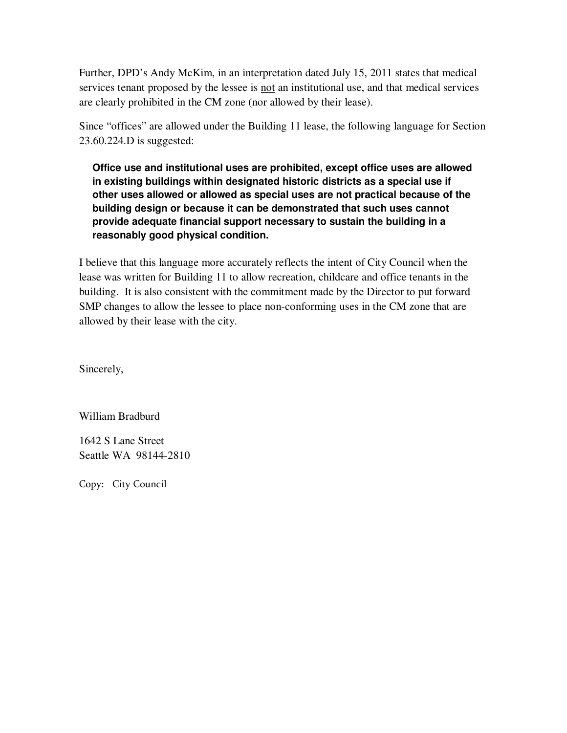Further, DPD's Andy McKim, in an interpretation dated July 15, 2011 states that medical services tenant proposed by the lessee is <u>not</u> an institutional use, and that medical services are clearly prohibited in the CM zone (nor allowed by their lease).

Since "offices" are allowed under the Building 11 lease, the following language for Section 23.60.224.D is suggested:

> **Office use and institutional uses are prohibited, except office uses are allowed in existing buildings within designated historic districts as a special use if other uses allowed or allowed as special uses are not practical because of the building design or because it can be demonstrated that such uses cannot provide adequate financial support necessary to sustain the building in a reasonably good physical condition.**

I believe that this language more accurately reflects the intent of City Council when the lease was written for Building 11 to allow recreation, childcare and office tenants in the building. It is also consistent with the commitment made by the Director to put forward SMP changes to allow the lessee to place non-conforming uses in the CM zone that are allowed by their lease with the city.

Sincerely,

William Bradburd

1642 S Lane Street
Seattle WA 98144-2810

Copy: City Council